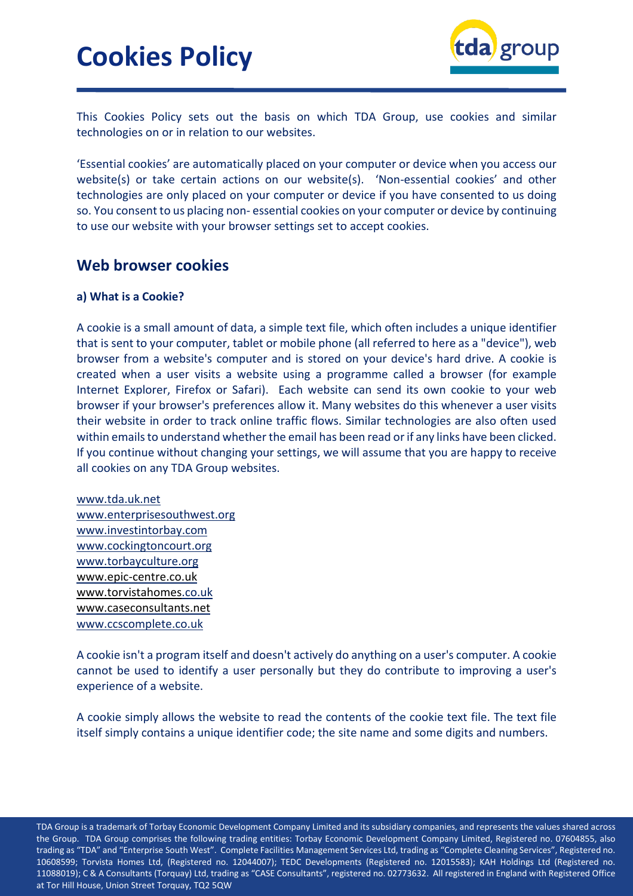# Cookies Policy

This Cookies Policy sets out the basis on which TDA Group, use cookies and similar technologies on or in relation to our websites.

'Essential cookies' are automatically placed on your computer or device when you access our website(s) or take certain actions on our website(s). 'Non-essential cookies' and other technologies are only placed on your computer or device if you have consented to us doing so. You consent to us placing non- essential cookies on your computer or device by continuing to use our website with your browser settings set to accept cookies.

## Web browser cookies

**a) What is a Cookie?**

A cookie is a small amount of data, a simple text file, which often includes a unique identifier that is sent to your computer, tablet or mobile phone (all referred to here as a "device"), web browser from a website's computer and is stored on your device's hard drive. A cookie is created when a user visits a website using a programme called a browser (for example Internet Explorer, Firefox or Safari). Each website can send its own cookie to your web browser if your browser's preferences allow it. Many websites do this whenever a user visits their website in order to track online traffic flows. Similar technologies are also often used within emails to understand whether the email has been read or if any links have been clicked. If you continue without changing your settings, we will assume that you are happy to receive all cookies on any TDA Group websites.

www.tda.uk.net
www.enterprisesouthwest.org
www.investintorbay.com
www.cockingtoncourt.org
www.torbayculture.org
www.epic-centre.co.uk
www.torvistahomes.co.uk
www.caseconsultants.net
www.ccscomplete.co.uk

A cookie isn't a program itself and doesn't actively do anything on a user's computer. A cookie cannot be used to identify a user personally but they do contribute to improving a user's experience of a website.

A cookie simply allows the website to read the contents of the cookie text file. The text file itself simply contains a unique identifier code; the site name and some digits and numbers.

TDA Group is a trademark of Torbay Economic Development Company Limited and its subsidiary companies, and represents the values shared across the Group. TDA Group comprises the following trading entities: Torbay Economic Development Company Limited, Registered no. 07604855, also trading as "TDA" and "Enterprise South West". Complete Facilities Management Services Ltd, trading as "Complete Cleaning Services", Registered no. 10608599; Torvista Homes Ltd, (Registered no. 12044007); TEDC Developments (Registered no. 12015583); KAH Holdings Ltd (Registered no. 11088019); C & A Consultants (Torquay) Ltd, trading as "CASE Consultants", registered no. 02773632. All registered in England with Registered Office at Tor Hill House, Union Street Torquay, TQ2 5QW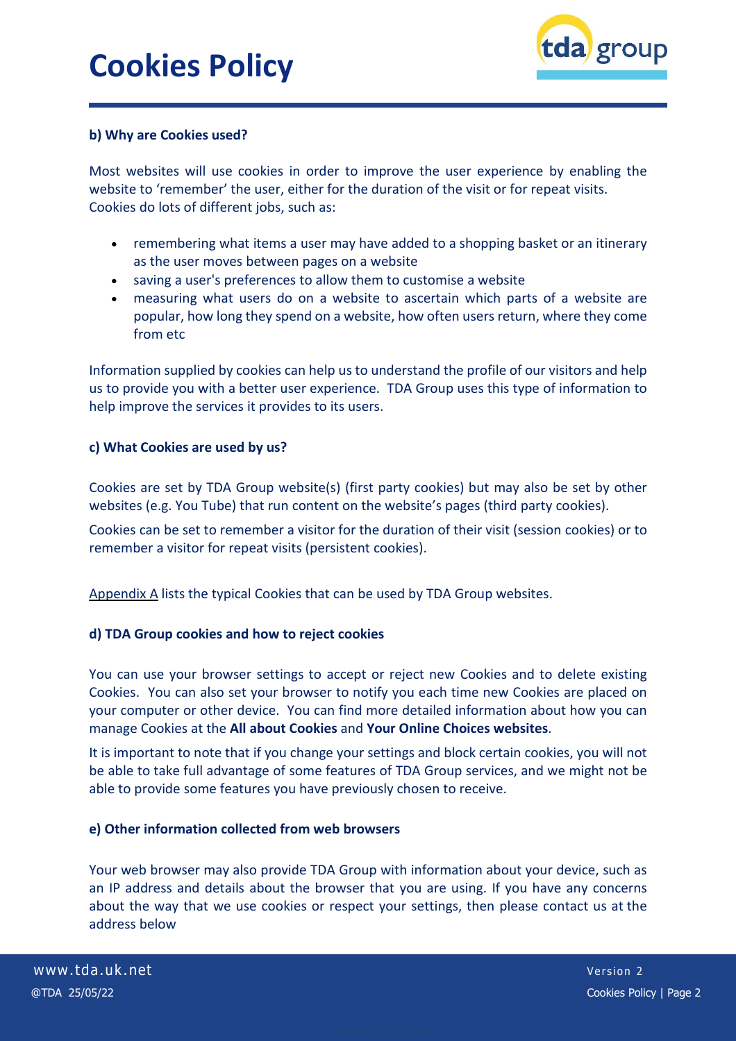#### b) Why are Cookies used?

Most websites will use cookies in order to improve the user experience by enabling the website to 'remember' the user, either for the duration of the visit or for repeat visits. Cookies do lots of different jobs, such as:

- remembering what items a user may have added to a shopping basket or an itinerary as the user moves between pages on a website
- saving a user's preferences to allow them to customise a website
- measuring what users do on a website to ascertain which parts of a website are popular, how long they spend on a website, how often users return, where they come from etc

Information supplied by cookies can help us to understand the profile of our visitors and help us to provide you with a better user experience. TDA Group uses this type of information to help improve the services it provides to its users.

#### c) What Cookies are used by us?

Cookies are set by TDA Group website(s) (first party cookies) but may also be set by other websites (e.g. You Tube) that run content on the website's pages (third party cookies).

Cookies can be set to remember a visitor for the duration of their visit (session cookies) or to remember a visitor for repeat visits (persistent cookies).

Appendix A lists the typical Cookies that can be used by TDA Group websites.

#### d) TDA Group cookies and how to reject cookies

You can use your browser settings to accept or reject new Cookies and to delete existing Cookies. You can also set your browser to notify you each time new Cookies are placed on your computer or other device. You can find more detailed information about how you can manage Cookies at the **All about Cookies** and **Your Online Choices websites**.

It is important to note that if you change your settings and block certain cookies, you will not be able to take full advantage of some features of TDA Group services, and we might not be able to provide some features you have previously chosen to receive.

#### e) Other information collected from web browsers

Your web browser may also provide TDA Group with information about your device, such as an IP address and details about the browser that you are using. If you have any concerns about the way that we use cookies or respect your settings, then please contact us at the address below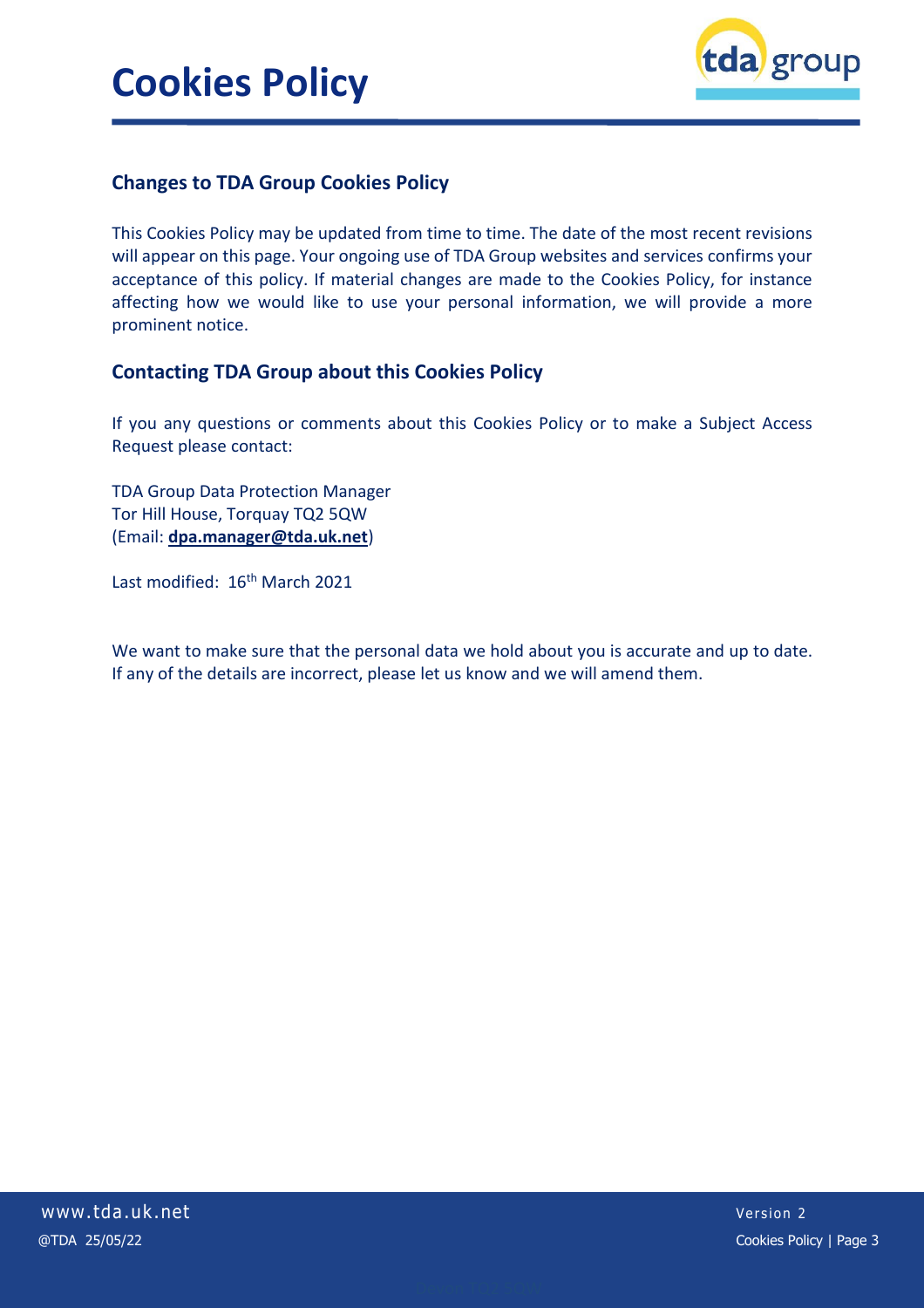## Changes to TDA Group Cookies Policy

This Cookies Policy may be updated from time to time. The date of the most recent revisions will appear on this page. Your ongoing use of TDA Group websites and services confirms your acceptance of this policy. If material changes are made to the Cookies Policy, for instance affecting how we would like to use your personal information, we will provide a more prominent notice.

## Contacting TDA Group about this Cookies Policy

If you any questions or comments about this Cookies Policy or to make a Subject Access Request please contact:

TDA Group Data Protection Manager
Tor Hill House, Torquay TQ2 5QW
(Email: **dpa.manager@tda.uk.net**)

Last modified: 16th March 2021

We want to make sure that the personal data we hold about you is accurate and up to date. If any of the details are incorrect, please let us know and we will amend them.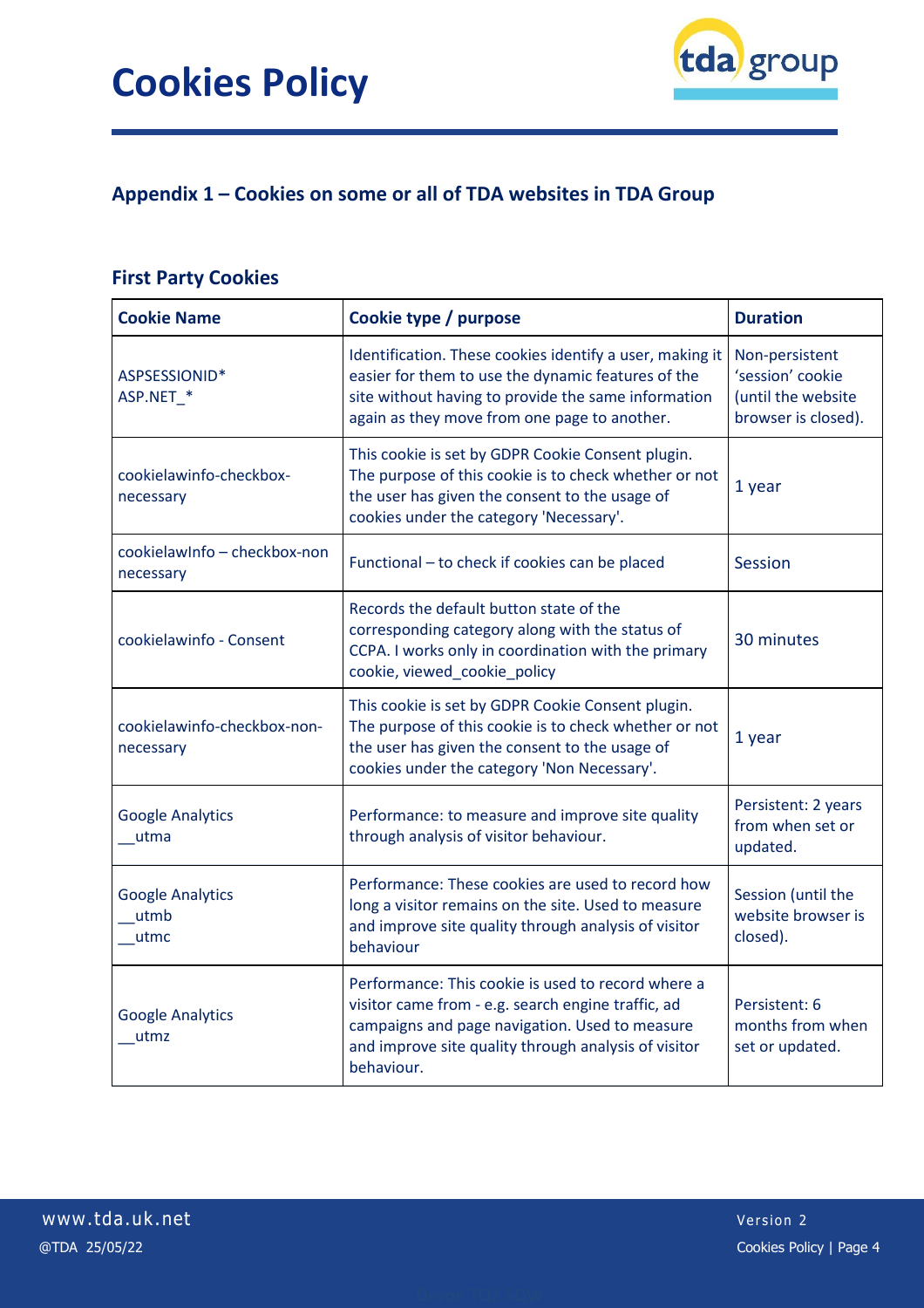## Appendix 1 – Cookies on some or all of TDA websites in TDA Group

### First Party Cookies

| Cookie Name | Cookie type / purpose | Duration |
|---|---|---|
| ASPSESSIONID* ASP.NET_* | Identification. These cookies identify a user, making it easier for them to use the dynamic features of the site without having to provide the same information again as they move from one page to another. | Non-persistent 'session' cookie (until the website browser is closed). |
| cookielawinfo-checkbox-necessary | This cookie is set by GDPR Cookie Consent plugin. The purpose of this cookie is to check whether or not the user has given the consent to the usage of cookies under the category 'Necessary'. | 1 year |
| cookielawInfo – checkbox-non necessary | Functional – to check if cookies can be placed | Session |
| cookielawinfo - Consent | Records the default button state of the corresponding category along with the status of CCPA. I works only in coordination with the primary cookie, viewed_cookie_policy | 30 minutes |
| cookielawinfo-checkbox-non-necessary | This cookie is set by GDPR Cookie Consent plugin. The purpose of this cookie is to check whether or not the user has given the consent to the usage of cookies under the category 'Non Necessary'. | 1 year |
| Google Analytics __utma | Performance: to measure and improve site quality through analysis of visitor behaviour. | Persistent: 2 years from when set or updated. |
| Google Analytics __utmb __utmc | Performance: These cookies are used to record how long a visitor remains on the site. Used to measure and improve site quality through analysis of visitor behaviour | Session (until the website browser is closed). |
| Google Analytics __utmz | Performance: This cookie is used to record where a visitor came from - e.g. search engine traffic, ad campaigns and page navigation. Used to measure and improve site quality through analysis of visitor behaviour. | Persistent: 6 months from when set or updated. |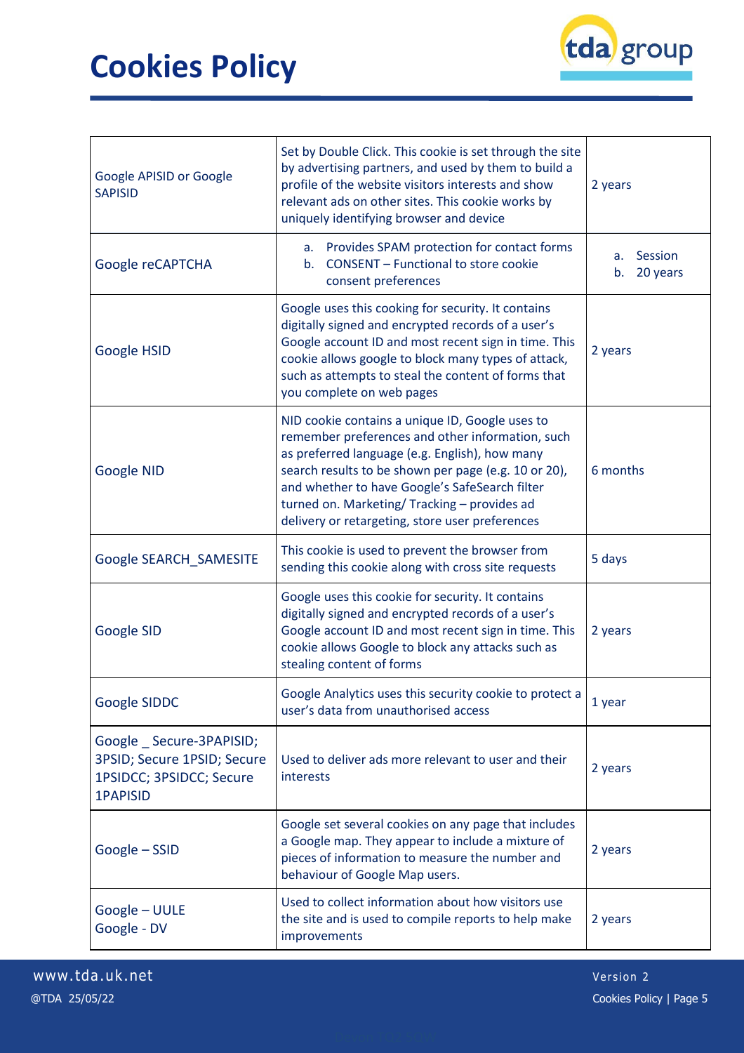| Google APISID or Google SAPISID | Set by Double Click. This cookie is set through the site by advertising partners, and used by them to build a profile of the website visitors interests and show relevant ads on other sites. This cookie works by uniquely identifying browser and device | 2 years |
|---|---|---|
| Google reCAPTCHA | a. Provides SPAM protection for contact forms<br>b. CONSENT – Functional to store cookie consent preferences | a. Session<br>b. 20 years |
| Google HSID | Google uses this cooking for security. It contains digitally signed and encrypted records of a user's Google account ID and most recent sign in time. This cookie allows google to block many types of attack, such as attempts to steal the content of forms that you complete on web pages | 2 years |
| Google NID | NID cookie contains a unique ID, Google uses to remember preferences and other information, such as preferred language (e.g. English), how many search results to be shown per page (e.g. 10 or 20), and whether to have Google's SafeSearch filter turned on. Marketing/ Tracking – provides ad delivery or retargeting, store user preferences | 6 months |
| Google SEARCH_SAMESITE | This cookie is used to prevent the browser from sending this cookie along with cross site requests | 5 days |
| Google SID | Google uses this cookie for security. It contains digitally signed and encrypted records of a user's Google account ID and most recent sign in time. This cookie allows Google to block any attacks such as stealing content of forms | 2 years |
| Google SIDDC | Google Analytics uses this security cookie to protect a user's data from unauthorised access | 1 year |
| Google _ Secure-3PAPISID; 3PSID; Secure 1PSID; Secure 1PSIDCC; 3PSIDCC; Secure 1PAPISID | Used to deliver ads more relevant to user and their interests | 2 years |
| Google – SSID | Google set several cookies on any page that includes a Google map. They appear to include a mixture of pieces of information to measure the number and behaviour of Google Map users. | 2 years |
| Google – UULE<br>Google - DV | Used to collect information about how visitors use the site and is used to compile reports to help make improvements | 2 years |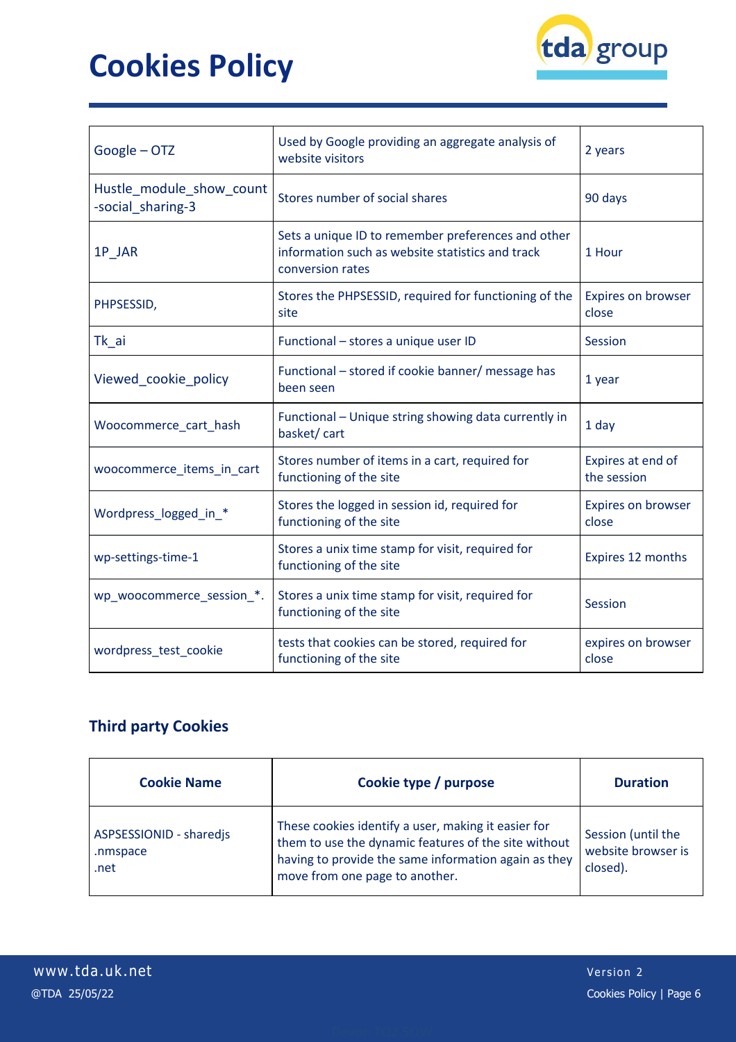| | | |
|---|---|---|
| Google – OTZ | Used by Google providing an aggregate analysis of website visitors | 2 years |
| Hustle_module_show_count -social_sharing-3 | Stores number of social shares | 90 days |
| 1P_JAR | Sets a unique ID to remember preferences and other information such as website statistics and track conversion rates | 1 Hour |
| PHPSESSID, | Stores the PHPSESSID, required for functioning of the site | Expires on browser close |
| Tk_ai | Functional – stores a unique user ID | Session |
| Viewed_cookie_policy | Functional – stored if cookie banner/ message has been seen | 1 year |
| Woocommerce_cart_hash | Functional – Unique string showing data currently in basket/ cart | 1 day |
| woocommerce_items_in_cart | Stores number of items in a cart, required for functioning of the site | Expires at end of the session |
| Wordpress_logged_in_* | Stores the logged in session id, required for functioning of the site | Expires on browser close |
| wp-settings-time-1 | Stores a unix time stamp for visit, required for functioning of the site | Expires 12 months |
| wp_woocommerce_session_*. | Stores a unix time stamp for visit, required for functioning of the site | Session |
| wordpress_test_cookie | tests that cookies can be stored, required for functioning of the site | expires on browser close |

### Third party Cookies

| Cookie Name | Cookie type / purpose | Duration |
|---|---|---|
| ASPSESSIONID - sharedjs .nmspace .net | These cookies identify a user, making it easier for them to use the dynamic features of the site without having to provide the same information again as they move from one page to another. | Session (until the website browser is closed). |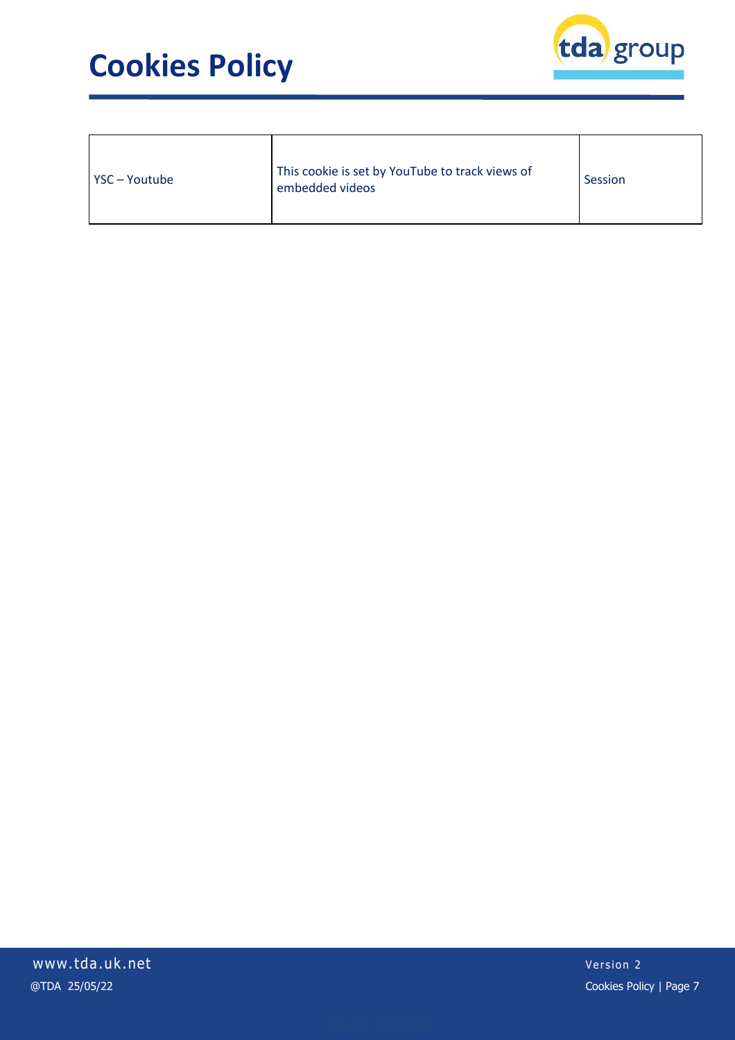| | | |
|---|---|---|
| YSC – Youtube | This cookie is set by YouTube to track views of embedded videos | Session |